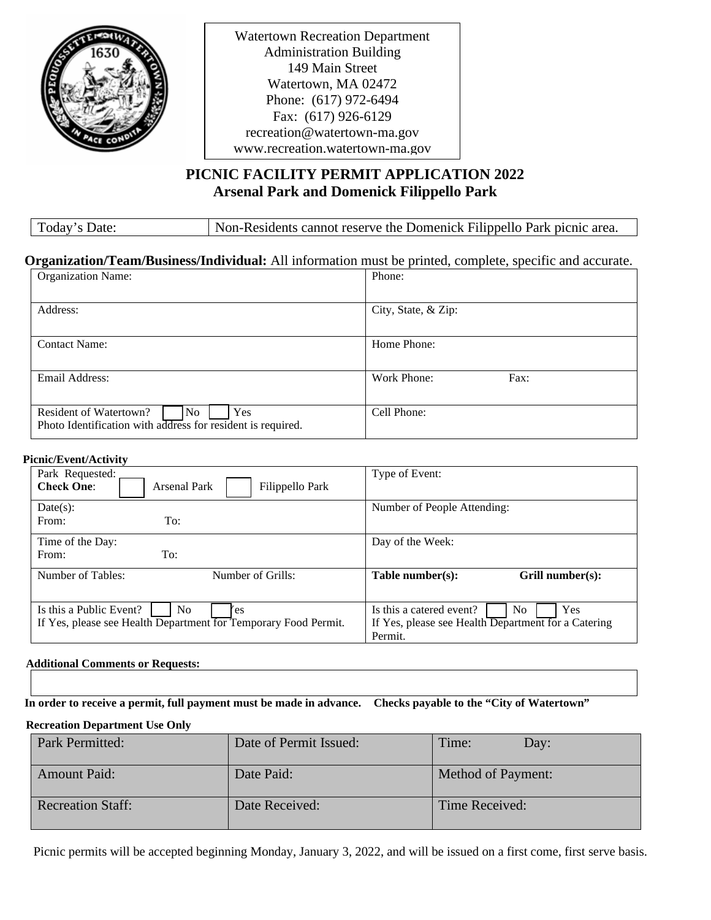Watertown Recreation Department
Administration Building
149 Main Street
Watertown, MA 02472
Phone: (617) 972-6494
Fax: (617) 926-6129
recreation@watertown-ma.gov
www.recreation.watertown-ma.gov

# PICNIC FACILITY PERMIT APPLICATION 2022
## Arsenal Park and Domenick Filippello Park

| Today's Date: | Non-Residents cannot reserve the Domenick Filippello Park picnic area. |
|---|---|

**Organization/Team/Business/Individual:** All information must be printed, complete, specific and accurate.

| | |
|---|---|
| Organization Name: | Phone: |
| Address: | City, State, & Zip: |
| Contact Name: | Home Phone: |
| Email Address: | Work Phone: Fax: |
| Resident of Watertown? ☐ No ☐ Yes<br>Photo Identification with address for resident is required. | Cell Phone: |

**Picnic/Event/Activity**

| | |
|---|---|
| Park Requested:<br>**Check One**: ☐ Arsenal Park ☐ Filippello Park | Type of Event: |
| Date(s):<br>From: To: | Number of People Attending: |
| Time of the Day:<br>From: To: | Day of the Week: |
| Number of Tables: Number of Grills: | **Table number(s): Grill number(s):** |
| Is this a Public Event? ☐ No ☐ Yes<br>If Yes, please see Health Department for Temporary Food Permit. | Is this a catered event? ☐ No ☐ Yes<br>If Yes, please see Health Department for a Catering Permit. |

**Additional Comments or Requests:**

| |
|---|
| |

**In order to receive a permit, full payment must be made in advance. Checks payable to the "City of Watertown"**

**Recreation Department Use Only**

| | | |
|---|---|---|
| Park Permitted: | Date of Permit Issued: | Time: Day: |
| Amount Paid: | Date Paid: | Method of Payment: |
| Recreation Staff: | Date Received: | Time Received: |

Picnic permits will be accepted beginning Monday, January 3, 2022, and will be issued on a first come, first serve basis.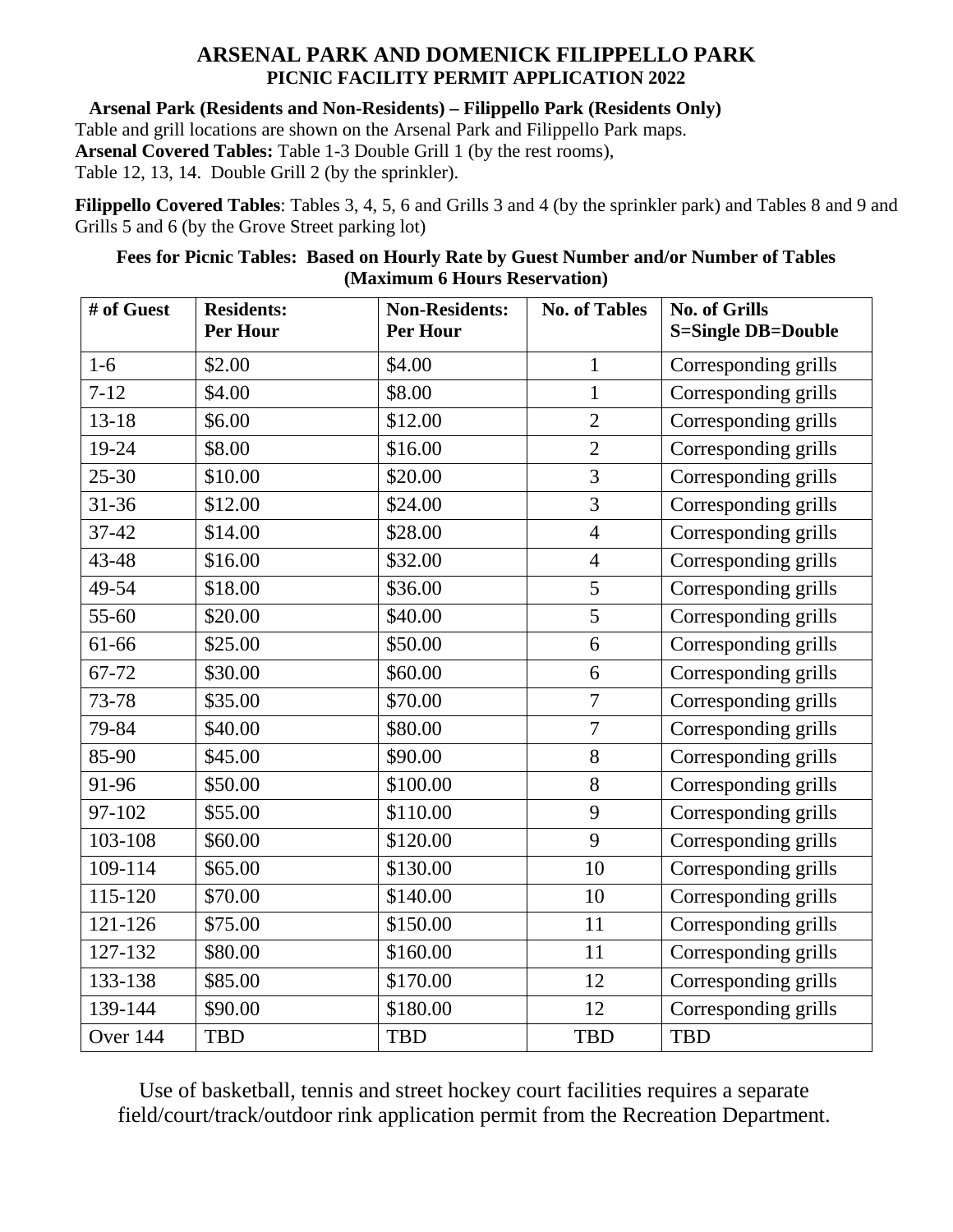# ARSENAL PARK AND DOMENICK FILIPPELLO PARK

## PICNIC FACILITY PERMIT APPLICATION 2022

**Arsenal Park (Residents and Non-Residents) – Filippello Park (Residents Only)**

Table and grill locations are shown on the Arsenal Park and Filippello Park maps.
**Arsenal Covered Tables:** Table 1-3 Double Grill 1 (by the rest rooms),
Table 12, 13, 14. Double Grill 2 (by the sprinkler).

**Filippello Covered Tables**: Tables 3, 4, 5, 6 and Grills 3 and 4 (by the sprinkler park) and Tables 8 and 9 and Grills 5 and 6 (by the Grove Street parking lot)

**Fees for Picnic Tables: Based on Hourly Rate by Guest Number and/or Number of Tables (Maximum 6 Hours Reservation)**

| # of Guest | Residents: Per Hour | Non-Residents: Per Hour | No. of Tables | No. of Grills S=Single DB=Double |
|---|---|---|---|---|
| 1-6 | $2.00 | $4.00 | 1 | Corresponding grills |
| 7-12 | $4.00 | $8.00 | 1 | Corresponding grills |
| 13-18 | $6.00 | $12.00 | 2 | Corresponding grills |
| 19-24 | $8.00 | $16.00 | 2 | Corresponding grills |
| 25-30 | $10.00 | $20.00 | 3 | Corresponding grills |
| 31-36 | $12.00 | $24.00 | 3 | Corresponding grills |
| 37-42 | $14.00 | $28.00 | 4 | Corresponding grills |
| 43-48 | $16.00 | $32.00 | 4 | Corresponding grills |
| 49-54 | $18.00 | $36.00 | 5 | Corresponding grills |
| 55-60 | $20.00 | $40.00 | 5 | Corresponding grills |
| 61-66 | $25.00 | $50.00 | 6 | Corresponding grills |
| 67-72 | $30.00 | $60.00 | 6 | Corresponding grills |
| 73-78 | $35.00 | $70.00 | 7 | Corresponding grills |
| 79-84 | $40.00 | $80.00 | 7 | Corresponding grills |
| 85-90 | $45.00 | $90.00 | 8 | Corresponding grills |
| 91-96 | $50.00 | $100.00 | 8 | Corresponding grills |
| 97-102 | $55.00 | $110.00 | 9 | Corresponding grills |
| 103-108 | $60.00 | $120.00 | 9 | Corresponding grills |
| 109-114 | $65.00 | $130.00 | 10 | Corresponding grills |
| 115-120 | $70.00 | $140.00 | 10 | Corresponding grills |
| 121-126 | $75.00 | $150.00 | 11 | Corresponding grills |
| 127-132 | $80.00 | $160.00 | 11 | Corresponding grills |
| 133-138 | $85.00 | $170.00 | 12 | Corresponding grills |
| 139-144 | $90.00 | $180.00 | 12 | Corresponding grills |
| Over 144 | TBD | TBD | TBD | TBD |

Use of basketball, tennis and street hockey court facilities requires a separate field/court/track/outdoor rink application permit from the Recreation Department.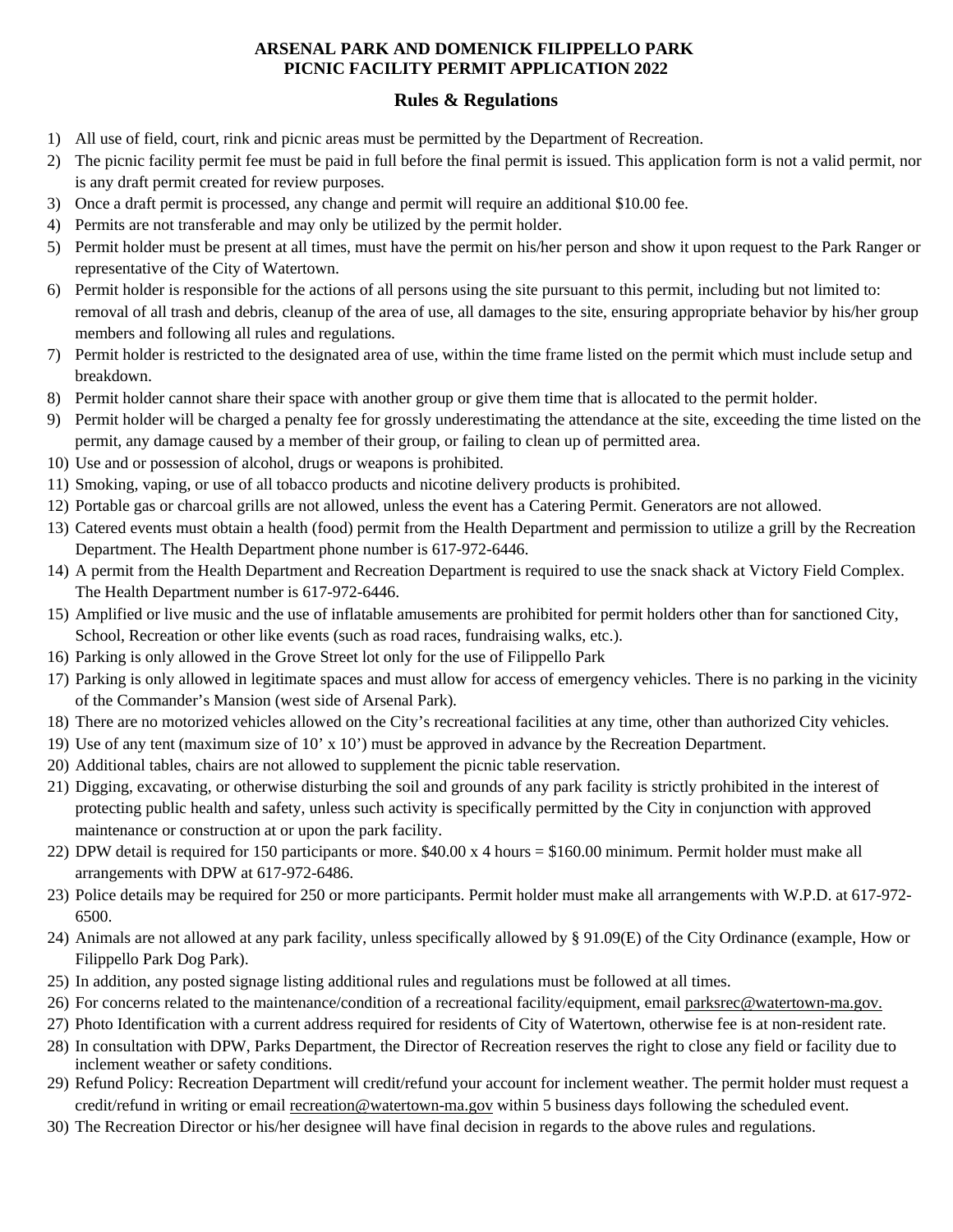**ARSENAL PARK AND DOMENICK FILIPPELLO PARK**
**PICNIC FACILITY PERMIT APPLICATION 2022**

## Rules & Regulations

1) All use of field, court, rink and picnic areas must be permitted by the Department of Recreation.
2) The picnic facility permit fee must be paid in full before the final permit is issued. This application form is not a valid permit, nor is any draft permit created for review purposes.
3) Once a draft permit is processed, any change and permit will require an additional $10.00 fee.
4) Permits are not transferable and may only be utilized by the permit holder.
5) Permit holder must be present at all times, must have the permit on his/her person and show it upon request to the Park Ranger or representative of the City of Watertown.
6) Permit holder is responsible for the actions of all persons using the site pursuant to this permit, including but not limited to: removal of all trash and debris, cleanup of the area of use, all damages to the site, ensuring appropriate behavior by his/her group members and following all rules and regulations.
7) Permit holder is restricted to the designated area of use, within the time frame listed on the permit which must include setup and breakdown.
8) Permit holder cannot share their space with another group or give them time that is allocated to the permit holder.
9) Permit holder will be charged a penalty fee for grossly underestimating the attendance at the site, exceeding the time listed on the permit, any damage caused by a member of their group, or failing to clean up of permitted area.
10) Use and or possession of alcohol, drugs or weapons is prohibited.
11) Smoking, vaping, or use of all tobacco products and nicotine delivery products is prohibited.
12) Portable gas or charcoal grills are not allowed, unless the event has a Catering Permit. Generators are not allowed.
13) Catered events must obtain a health (food) permit from the Health Department and permission to utilize a grill by the Recreation Department. The Health Department phone number is 617-972-6446.
14) A permit from the Health Department and Recreation Department is required to use the snack shack at Victory Field Complex. The Health Department number is 617-972-6446.
15) Amplified or live music and the use of inflatable amusements are prohibited for permit holders other than for sanctioned City, School, Recreation or other like events (such as road races, fundraising walks, etc.).
16) Parking is only allowed in the Grove Street lot only for the use of Filippello Park
17) Parking is only allowed in legitimate spaces and must allow for access of emergency vehicles. There is no parking in the vicinity of the Commander's Mansion (west side of Arsenal Park).
18) There are no motorized vehicles allowed on the City's recreational facilities at any time, other than authorized City vehicles.
19) Use of any tent (maximum size of 10' x 10') must be approved in advance by the Recreation Department.
20) Additional tables, chairs are not allowed to supplement the picnic table reservation.
21) Digging, excavating, or otherwise disturbing the soil and grounds of any park facility is strictly prohibited in the interest of protecting public health and safety, unless such activity is specifically permitted by the City in conjunction with approved maintenance or construction at or upon the park facility.
22) DPW detail is required for 150 participants or more. $40.00 x 4 hours = $160.00 minimum. Permit holder must make all arrangements with DPW at 617-972-6486.
23) Police details may be required for 250 or more participants. Permit holder must make all arrangements with W.P.D. at 617-972-6500.
24) Animals are not allowed at any park facility, unless specifically allowed by § 91.09(E) of the City Ordinance (example, How or Filippello Park Dog Park).
25) In addition, any posted signage listing additional rules and regulations must be followed at all times.
26) For concerns related to the maintenance/condition of a recreational facility/equipment, email parksrec@watertown-ma.gov.
27) Photo Identification with a current address required for residents of City of Watertown, otherwise fee is at non-resident rate.
28) In consultation with DPW, Parks Department, the Director of Recreation reserves the right to close any field or facility due to inclement weather or safety conditions.
29) Refund Policy: Recreation Department will credit/refund your account for inclement weather. The permit holder must request a credit/refund in writing or email recreation@watertown-ma.gov within 5 business days following the scheduled event.
30) The Recreation Director or his/her designee will have final decision in regards to the above rules and regulations.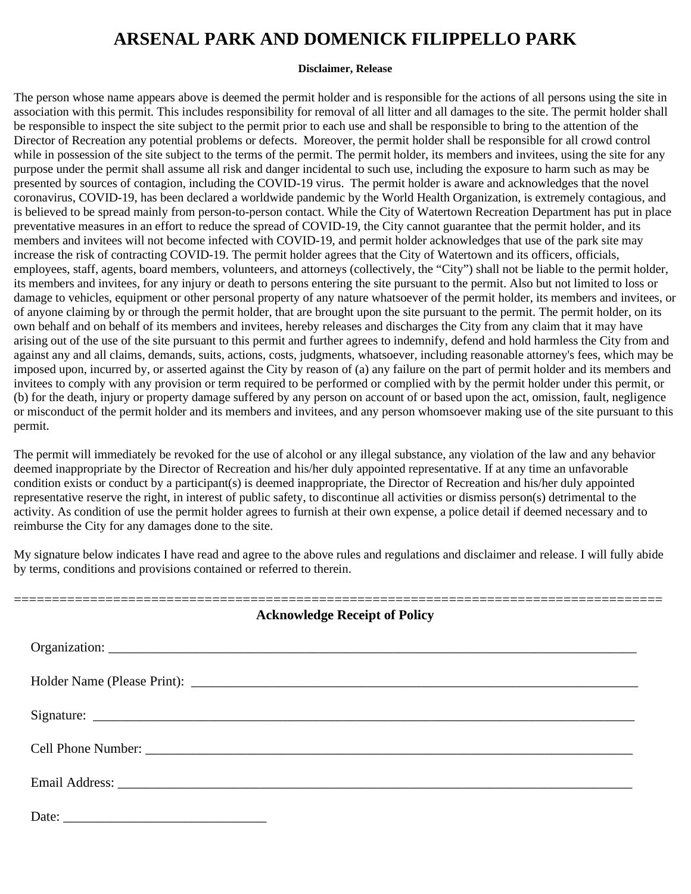# ARSENAL PARK AND DOMENICK FILIPPELLO PARK

**Disclaimer, Release**

The person whose name appears above is deemed the permit holder and is responsible for the actions of all persons using the site in association with this permit. This includes responsibility for removal of all litter and all damages to the site. The permit holder shall be responsible to inspect the site subject to the permit prior to each use and shall be responsible to bring to the attention of the Director of Recreation any potential problems or defects. Moreover, the permit holder shall be responsible for all crowd control while in possession of the site subject to the terms of the permit. The permit holder, its members and invitees, using the site for any purpose under the permit shall assume all risk and danger incidental to such use, including the exposure to harm such as may be presented by sources of contagion, including the COVID-19 virus. The permit holder is aware and acknowledges that the novel coronavirus, COVID-19, has been declared a worldwide pandemic by the World Health Organization, is extremely contagious, and is believed to be spread mainly from person-to-person contact. While the City of Watertown Recreation Department has put in place preventative measures in an effort to reduce the spread of COVID-19, the City cannot guarantee that the permit holder, and its members and invitees will not become infected with COVID-19, and permit holder acknowledges that use of the park site may increase the risk of contracting COVID-19. The permit holder agrees that the City of Watertown and its officers, officials, employees, staff, agents, board members, volunteers, and attorneys (collectively, the "City") shall not be liable to the permit holder, its members and invitees, for any injury or death to persons entering the site pursuant to the permit. Also but not limited to loss or damage to vehicles, equipment or other personal property of any nature whatsoever of the permit holder, its members and invitees, or of anyone claiming by or through the permit holder, that are brought upon the site pursuant to the permit. The permit holder, on its own behalf and on behalf of its members and invitees, hereby releases and discharges the City from any claim that it may have arising out of the use of the site pursuant to this permit and further agrees to indemnify, defend and hold harmless the City from and against any and all claims, demands, suits, actions, costs, judgments, whatsoever, including reasonable attorney's fees, which may be imposed upon, incurred by, or asserted against the City by reason of (a) any failure on the part of permit holder and its members and invitees to comply with any provision or term required to be performed or complied with by the permit holder under this permit, or (b) for the death, injury or property damage suffered by any person on account of or based upon the act, omission, fault, negligence or misconduct of the permit holder and its members and invitees, and any person whomsoever making use of the site pursuant to this permit.

The permit will immediately be revoked for the use of alcohol or any illegal substance, any violation of the law and any behavior deemed inappropriate by the Director of Recreation and his/her duly appointed representative. If at any time an unfavorable condition exists or conduct by a participant(s) is deemed inappropriate, the Director of Recreation and his/her duly appointed representative reserve the right, in interest of public safety, to discontinue all activities or dismiss person(s) detrimental to the activity. As condition of use the permit holder agrees to furnish at their own expense, a police detail if deemed necessary and to reimburse the City for any damages done to the site.

My signature below indicates I have read and agree to the above rules and regulations and disclaimer and release. I will fully abide by terms, conditions and provisions contained or referred to therein.

==========================================================================================

**Acknowledge Receipt of Policy**

Organization: ______________________________________________________________________

Holder Name (Please Print): ________________________________________________________

Signature: _________________________________________________________________________

Cell Phone Number: _________________________________________________________________

Email Address: _____________________________________________________________________

Date: ______________________________